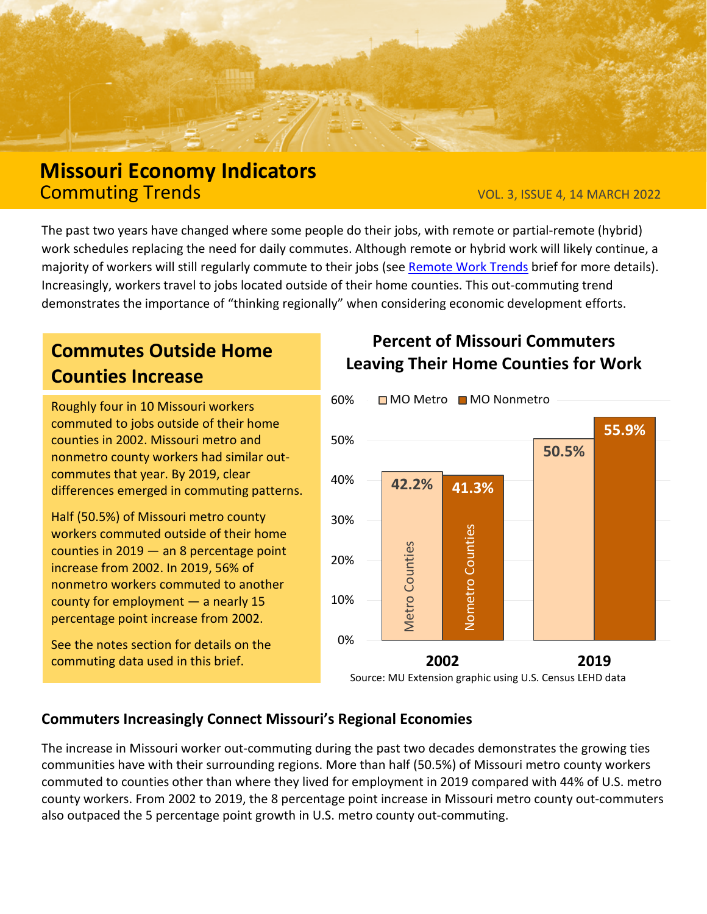# Missouri Economy Indicators

## Commuting Trends

VOL. 3, ISSUE 4, 14 MARCH 2022

The past two years have changed where some people do their jobs, with remote or partial-remote (hybrid) work schedules replacing the need for daily commutes. Although remote or hybrid work will likely continue, a majority of workers will still regularly commute to their jobs (see Remote Work Trends brief for more details). Increasingly, workers travel to jobs located outside of their home counties. This out-commuting trend demonstrates the importance of "thinking regionally" when considering economic development efforts.

### Commutes Outside Home Counties Increase

Roughly four in 10 Missouri workers commuted to jobs outside of their home counties in 2002. Missouri metro and nonmetro county workers had similar out-commutes that year. By 2019, clear differences emerged in commuting patterns.

Half (50.5%) of Missouri metro county workers commuted outside of their home counties in 2019 — an 8 percentage point increase from 2002. In 2019, 56% of nonmetro workers commuted to another county for employment — a nearly 15 percentage point increase from 2002.

See the notes section for details on the commuting data used in this brief.

### Percent of Missouri Commuters Leaving Their Home Counties for Work

| Year | MO Metro (Metro Counties) | MO Nonmetro (Nometro Counties) |
| --- | --- | --- |
| 2002 | 42.2% | 41.3% |
| 2019 | 50.5% | 55.9% |

Source: MU Extension graphic using U.S. Census LEHD data

### Commuters Increasingly Connect Missouri's Regional Economies

The increase in Missouri worker out-commuting during the past two decades demonstrates the growing ties communities have with their surrounding regions. More than half (50.5%) of Missouri metro county workers commuted to counties other than where they lived for employment in 2019 compared with 44% of U.S. metro county workers. From 2002 to 2019, the 8 percentage point increase in Missouri metro county out-commuters also outpaced the 5 percentage point growth in U.S. metro county out-commuting.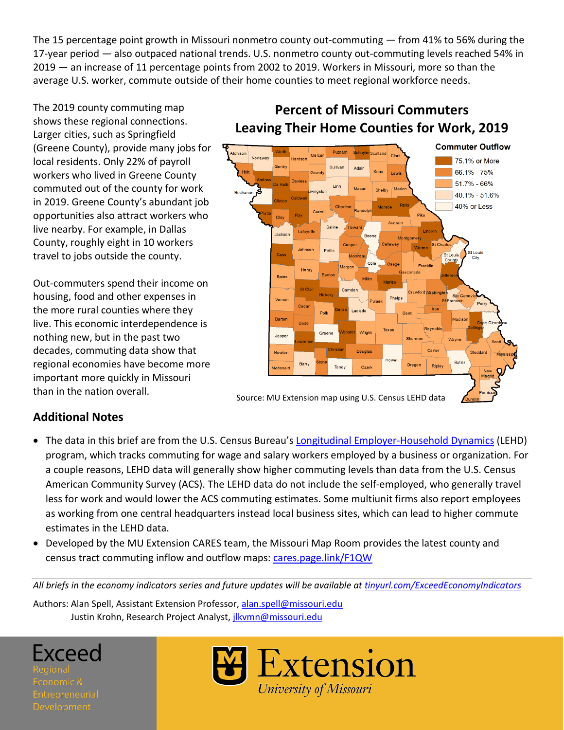The 15 percentage point growth in Missouri nonmetro county out-commuting — from 41% to 56% during the 17-year period — also outpaced national trends. U.S. nonmetro county out-commuting levels reached 54% in 2019 — an increase of 11 percentage points from 2002 to 2019. Workers in Missouri, more so than the average U.S. worker, commute outside of their home counties to meet regional workforce needs.

The 2019 county commuting map shows these regional connections. Larger cities, such as Springfield (Greene County), provide many jobs for local residents. Only 22% of payroll workers who lived in Greene County commuted out of the county for work in 2019. Greene County's abundant job opportunities also attract workers who live nearby. For example, in Dallas County, roughly eight in 10 workers travel to jobs outside the county.

Out-commuters spend their income on housing, food and other expenses in the more rural counties where they live. This economic interdependence is nothing new, but in the past two decades, commuting data show that regional economies have become more important more quickly in Missouri than in the nation overall.

## Percent of Missouri Commuters Leaving Their Home Counties for Work, 2019

Commuter Outflow

75.1% or More

66.1% - 75%

51.7% - 66%

40.1% - 51.6%

40% or Less

Source: MU Extension map using U.S. Census LEHD data

## Additional Notes

- The data in this brief are from the U.S. Census Bureau's Longitudinal Employer-Household Dynamics (LEHD) program, which tracks commuting for wage and salary workers employed by a business or organization. For a couple reasons, LEHD data will generally show higher commuting levels than data from the U.S. Census American Community Survey (ACS). The LEHD data do not include the self-employed, who generally travel less for work and would lower the ACS commuting estimates. Some multiunit firms also report employees as working from one central headquarters instead local business sites, which can lead to higher commute estimates in the LEHD data.
- Developed by the MU Extension CARES team, the Missouri Map Room provides the latest county and census tract commuting inflow and outflow maps: cares.page.link/F1QW

*All briefs in the economy indicators series and future updates will be available at tinyurl.com/ExceedEconomyIndicators*

Authors: Alan Spell, Assistant Extension Professor, alan.spell@missouri.edu
Justin Krohn, Research Project Analyst, jlkvmn@missouri.edu

Exceed Regional Economic & Entrepreneurial Development

Extension University of Missouri